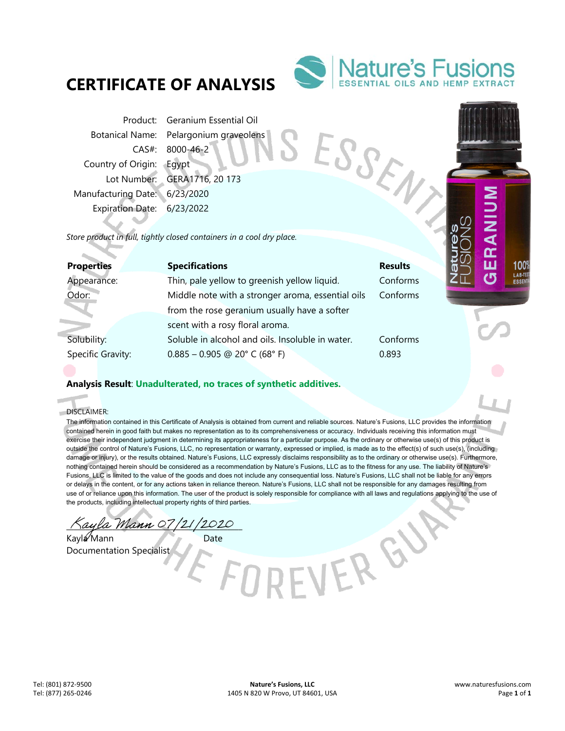# CERTIFICATE OF ANALYSIS

Nature's Fusions
ESSENTIAL OILS AND HEMP EXTRACT

| | |
|---|---|
| Product: | Geranium Essential Oil |
| Botanical Name: | Pelargonium graveolens |
| CAS#: | 8000-46-2 |
| Country of Origin: | Egypt |
| Lot Number: | GERA1716, 20 173 |
| Manufacturing Date: | 6/23/2020 |
| Expiration Date: | 6/23/2022 |

*Store product in full, tightly closed containers in a cool dry place.*

| Properties | Specifications | Results |
|---|---|---|
| Appearance: | Thin, pale yellow to greenish yellow liquid. | Conforms |
| Odor: | Middle note with a stronger aroma, essential oils from the rose geranium usually have a softer scent with a rosy floral aroma. | Conforms |
| Solubility: | Soluble in alcohol and oils. Insoluble in water. | Conforms |
| Specific Gravity: | 0.885 – 0.905 @ 20° C (68° F) | 0.893 |

**Analysis Result**: **Unadulterated, no traces of synthetic additives.**

DISCLAIMER:
The information contained in this Certificate of Analysis is obtained from current and reliable sources. Nature's Fusions, LLC provides the information contained herein in good faith but makes no representation as to its comprehensiveness or accuracy. Individuals receiving this information must exercise their independent judgment in determining its appropriateness for a particular purpose. As the ordinary or otherwise use(s) of this product is outside the control of Nature's Fusions, LLC, no representation or warranty, expressed or implied, is made as to the effect(s) of such use(s), (including damage or injury), or the results obtained. Nature's Fusions, LLC expressly disclaims responsibility as to the ordinary or otherwise use(s). Furthermore, nothing contained herein should be considered as a recommendation by Nature's Fusions, LLC as to the fitness for any use. The liability of Nature's Fusions, LLC is limited to the value of the goods and does not include any consequential loss. Nature's Fusions, LLC shall not be liable for any errors or delays in the content, or for any actions taken in reliance thereon. Nature's Fusions, LLC shall not be responsible for any damages resulting from use of or reliance upon this information. The user of the product is solely responsible for compliance with all laws and regulations applying to the use of the products, including intellectual property rights of third parties.

*Kayla Mann 07/21/2020*

Kayla Mann — Date
Documentation Specialist

Tel: (801) 872-9500
Tel: (877) 265-0246

**Nature's Fusions, LLC**
1405 N 820 W Provo, UT 84601, USA

www.naturesfusions.com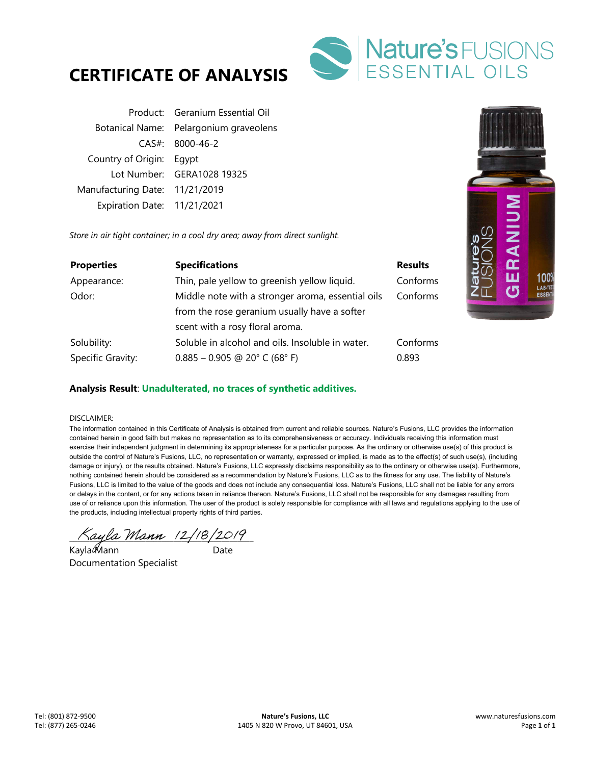# CERTIFICATE OF ANALYSIS

Nature's FUSIONS ESSENTIAL OILS

| | |
|---|---|
| Product: | Geranium Essential Oil |
| Botanical Name: | Pelargonium graveolens |
| CAS#: | 8000-46-2 |
| Country of Origin: | Egypt |
| Lot Number: | GERA1028 19325 |
| Manufacturing Date: | 11/21/2019 |
| Expiration Date: | 11/21/2021 |

*Store in air tight container; in a cool dry area; away from direct sunlight.*

| **Properties** | **Specifications** | **Results** |
|---|---|---|
| Appearance: | Thin, pale yellow to greenish yellow liquid. | Conforms |
| Odor: | Middle note with a stronger aroma, essential oils from the rose geranium usually have a softer scent with a rosy floral aroma. | Conforms |
| Solubility: | Soluble in alcohol and oils. Insoluble in water. | Conforms |
| Specific Gravity: | 0.885 – 0.905 @ 20° C (68° F) | 0.893 |

**Analysis Result**: **Unadulterated, no traces of synthetic additives.**

DISCLAIMER:

The information contained in this Certificate of Analysis is obtained from current and reliable sources. Nature's Fusions, LLC provides the information contained herein in good faith but makes no representation as to its comprehensiveness or accuracy. Individuals receiving this information must exercise their independent judgment in determining its appropriateness for a particular purpose. As the ordinary or otherwise use(s) of this product is outside the control of Nature's Fusions, LLC, no representation or warranty, expressed or implied, is made as to the effect(s) of such use(s), (including damage or injury), or the results obtained. Nature's Fusions, LLC expressly disclaims responsibility as to the ordinary or otherwise use(s). Furthermore, nothing contained herein should be considered as a recommendation by Nature's Fusions, LLC as to the fitness for any use. The liability of Nature's Fusions, LLC is limited to the value of the goods and does not include any consequential loss. Nature's Fusions, LLC shall not be liable for any errors or delays in the content, or for any actions taken in reliance thereon. Nature's Fusions, LLC shall not be responsible for any damages resulting from use of or reliance upon this information. The user of the product is solely responsible for compliance with all laws and regulations applying to the use of the products, including intellectual property rights of third parties.

*Kayla Mann 12/18/2019*

Kayla Mann — Date

Documentation Specialist

Tel: (801) 872-9500
Tel: (877) 265-0246

**Nature's Fusions, LLC**
1405 N 820 W Provo, UT 84601, USA

www.naturesfusions.com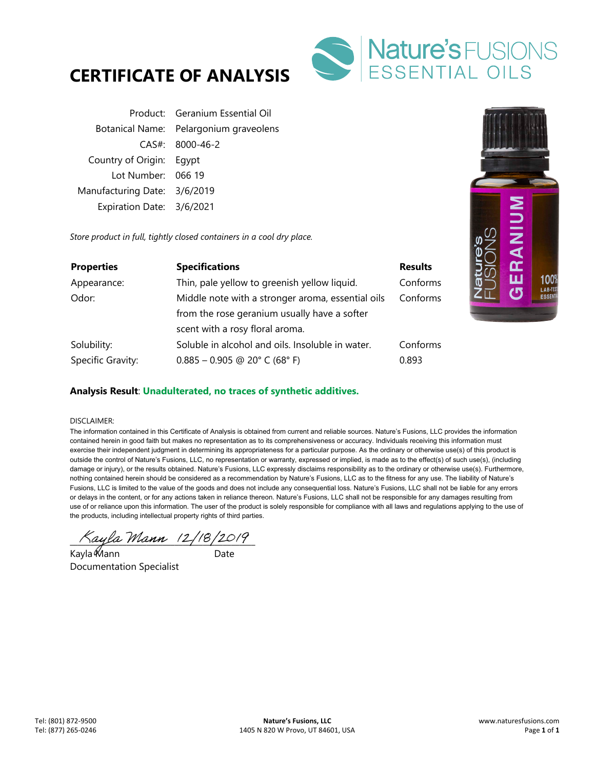# CERTIFICATE OF ANALYSIS

Nature's FUSIONS ESSENTIAL OILS

| | |
|---|---|
| Product: | Geranium Essential Oil |
| Botanical Name: | Pelargonium graveolens |
| CAS#: | 8000-46-2 |
| Country of Origin: | Egypt |
| Lot Number: | 066 19 |
| Manufacturing Date: | 3/6/2019 |
| Expiration Date: | 3/6/2021 |

*Store product in full, tightly closed containers in a cool dry place.*

| **Properties** | **Specifications** | **Results** |
|---|---|---|
| Appearance: | Thin, pale yellow to greenish yellow liquid. | Conforms |
| Odor: | Middle note with a stronger aroma, essential oils from the rose geranium usually have a softer scent with a rosy floral aroma. | Conforms |
| Solubility: | Soluble in alcohol and oils. Insoluble in water. | Conforms |
| Specific Gravity: | 0.885 – 0.905 @ 20° C (68° F) | 0.893 |

**Analysis Result**: **Unadulterated, no traces of synthetic additives.**

DISCLAIMER:
The information contained in this Certificate of Analysis is obtained from current and reliable sources. Nature's Fusions, LLC provides the information contained herein in good faith but makes no representation as to its comprehensiveness or accuracy. Individuals receiving this information must exercise their independent judgment in determining its appropriateness for a particular purpose. As the ordinary or otherwise use(s) of this product is outside the control of Nature's Fusions, LLC, no representation or warranty, expressed or implied, is made as to the effect(s) of such use(s), (including damage or injury), or the results obtained. Nature's Fusions, LLC expressly disclaims responsibility as to the ordinary or otherwise use(s). Furthermore, nothing contained herein should be considered as a recommendation by Nature's Fusions, LLC as to the fitness for any use. The liability of Nature's Fusions, LLC is limited to the value of the goods and does not include any consequential loss. Nature's Fusions, LLC shall not be liable for any errors or delays in the content, or for any actions taken in reliance thereon. Nature's Fusions, LLC shall not be responsible for any damages resulting from use of or reliance upon this information. The user of the product is solely responsible for compliance with all laws and regulations applying to the use of the products, including intellectual property rights of third parties.

*Kayla Mann 12/18/2019*

Kayla Mann — Date
Documentation Specialist

Tel: (801) 872-9500
Tel: (877) 265-0246

**Nature's Fusions, LLC**
1405 N 820 W Provo, UT 84601, USA

www.naturesfusions.com